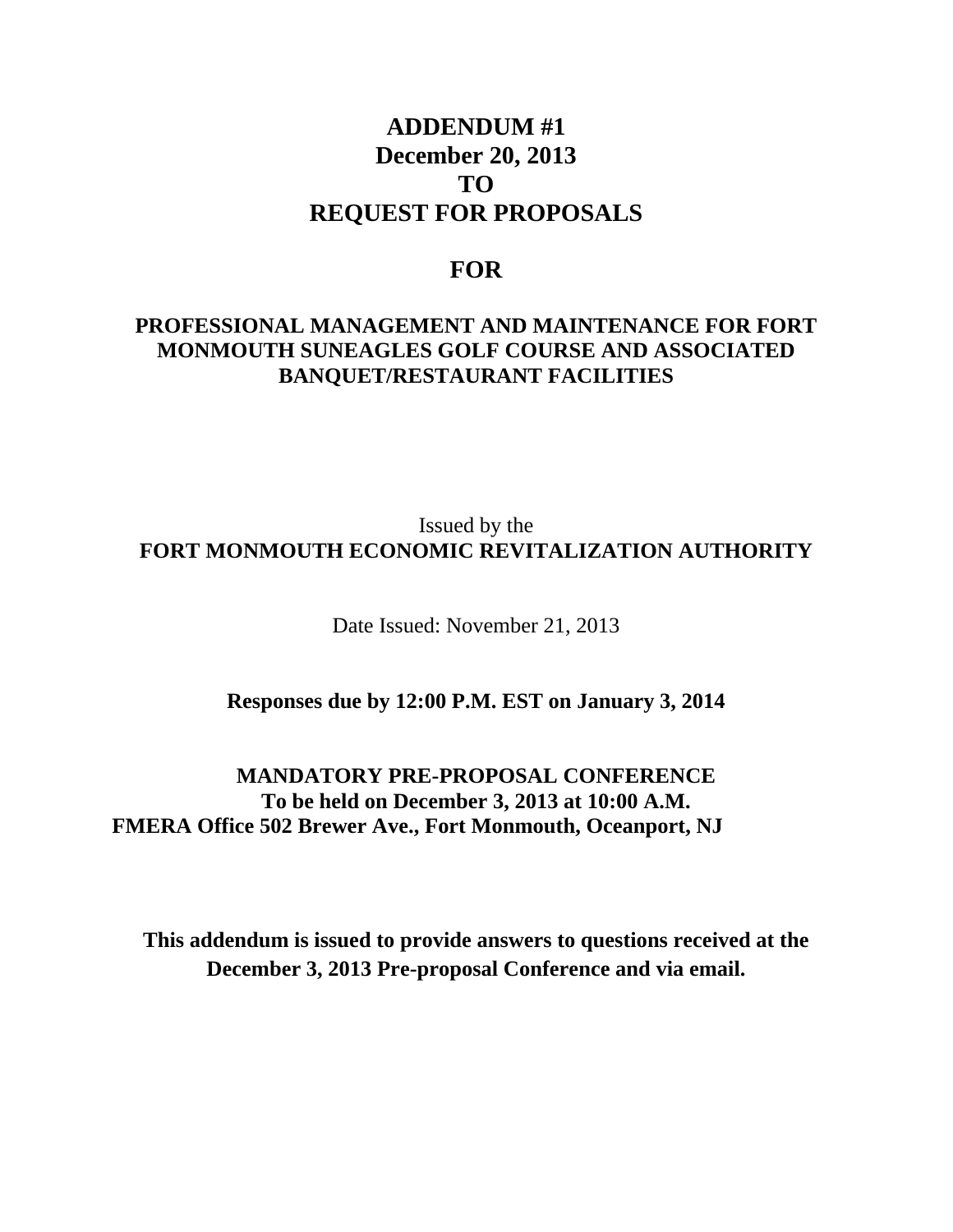# ADDENDUM #1
# December 20, 2013
# TO
# REQUEST FOR PROPOSALS

## FOR

### PROFESSIONAL MANAGEMENT AND MAINTENANCE FOR FORT MONMOUTH SUNEAGLES GOLF COURSE AND ASSOCIATED BANQUET/RESTAURANT FACILITIES

Issued by the

**FORT MONMOUTH ECONOMIC REVITALIZATION AUTHORITY**

Date Issued: November 21, 2013

**Responses due by 12:00 P.M. EST on January 3, 2014**

**MANDATORY PRE-PROPOSAL CONFERENCE**
**To be held on December 3, 2013 at 10:00 A.M.**
**FMERA Office 502 Brewer Ave., Fort Monmouth, Oceanport, NJ**

**This addendum is issued to provide answers to questions received at the December 3, 2013 Pre-proposal Conference and via email.**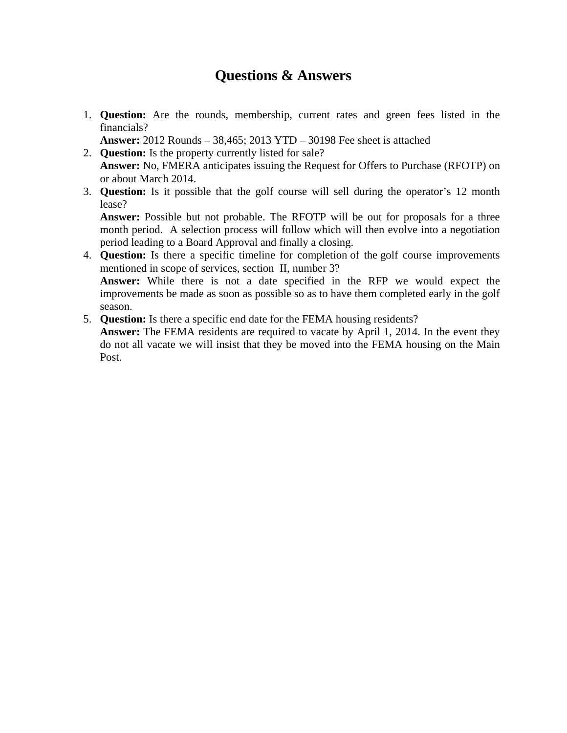# Questions & Answers

1. **Question:** Are the rounds, membership, current rates and green fees listed in the financials?
   **Answer:** 2012 Rounds – 38,465; 2013 YTD – 30198 Fee sheet is attached
2. **Question:** Is the property currently listed for sale?
   **Answer:** No, FMERA anticipates issuing the Request for Offers to Purchase (RFOTP) on or about March 2014.
3. **Question:** Is it possible that the golf course will sell during the operator's 12 month lease?
   **Answer:** Possible but not probable. The RFOTP will be out for proposals for a three month period. A selection process will follow which will then evolve into a negotiation period leading to a Board Approval and finally a closing.
4. **Question:** Is there a specific timeline for completion of the golf course improvements mentioned in scope of services, section II, number 3?
   **Answer:** While there is not a date specified in the RFP we would expect the improvements be made as soon as possible so as to have them completed early in the golf season.
5. **Question:** Is there a specific end date for the FEMA housing residents?
   **Answer:** The FEMA residents are required to vacate by April 1, 2014. In the event they do not all vacate we will insist that they be moved into the FEMA housing on the Main Post.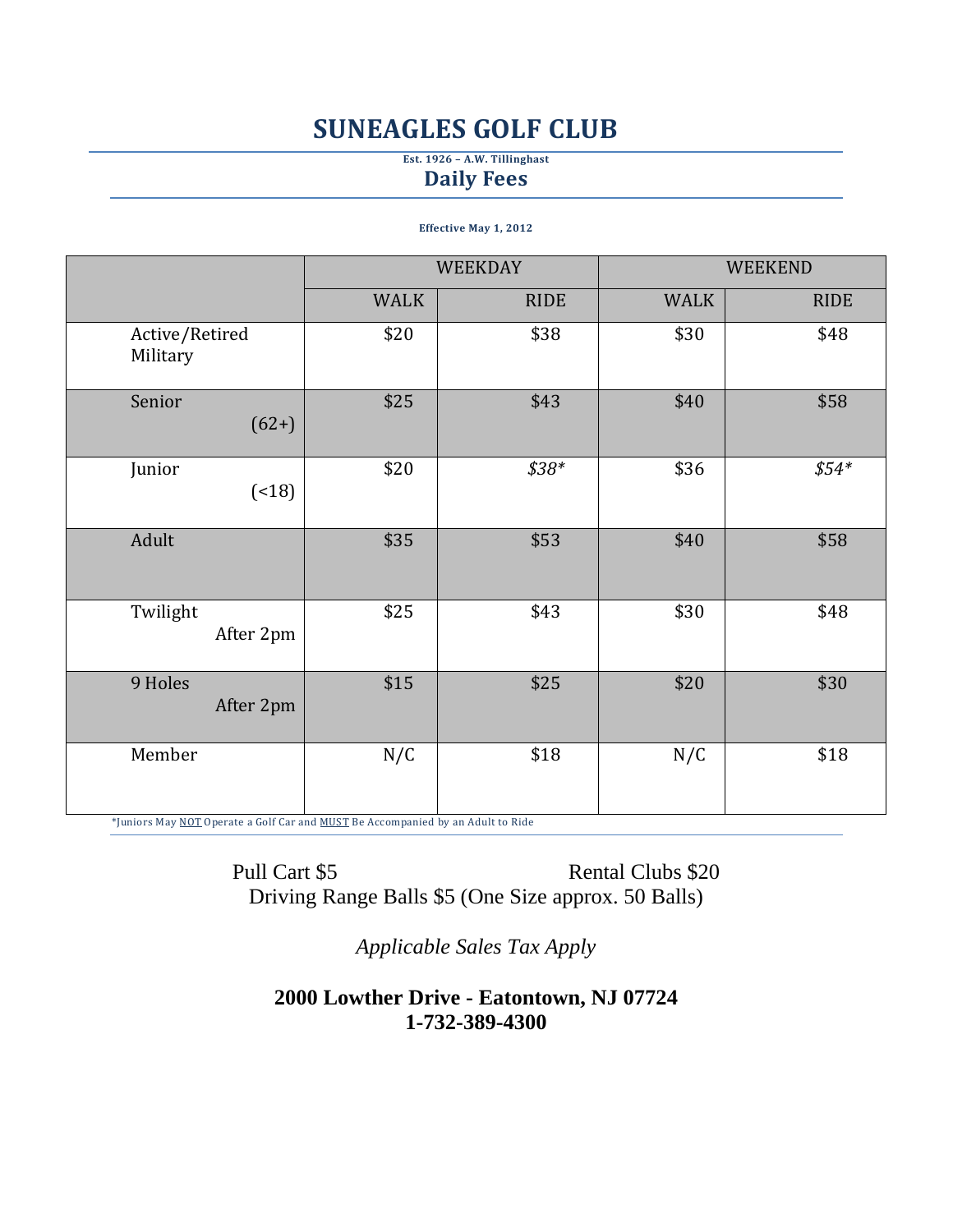# SUNEAGLES GOLF CLUB

**Est. 1926 – A.W. Tillinghast**

## Daily Fees

**Effective May 1, 2012**

| | WEEKDAY | | WEEKEND | |
|---|---|---|---|---|
| | WALK | RIDE | WALK | RIDE |
| Active/Retired Military | $20 | $38 | $30 | $48 |
| Senior (62+) | $25 | $43 | $40 | $58 |
| Junior (<18) | $20 | *$38** | $36 | *$54** |
| Adult | $35 | $53 | $40 | $58 |
| Twilight After 2pm | $25 | $43 | $30 | $48 |
| 9 Holes After 2pm | $15 | $25 | $20 | $30 |
| Member | N/C | $18 | N/C | $18 |

*Juniors May NOT Operate a Golf Car and MUST Be Accompanied by an Adult to Ride

Pull Cart $5 Rental Clubs $20

Driving Range Balls $5 (One Size approx. 50 Balls)

*Applicable Sales Tax Apply*

**2000 Lowther Drive - Eatontown, NJ 07724**

**1-732-389-4300**